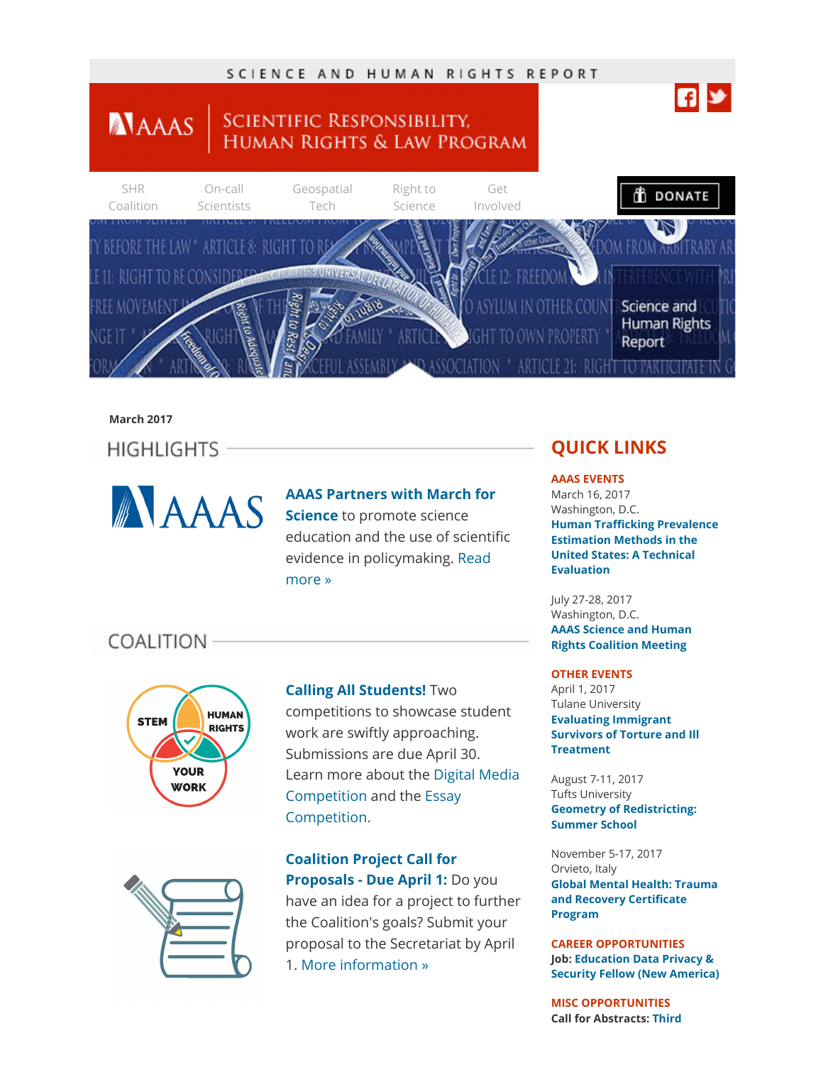SCIENCE AND HUMAN RIGHTS REPORT

AAAS SCIENTIFIC RESPONSIBILITY, HUMAN RIGHTS & LAW PROGRAM

SHR Coalition | On-call Scientists | Geospatial Tech | Right to Science | Get Involved

DONATE

Science and Human Rights Report

**March 2017**

## HIGHLIGHTS

**AAAS Partners with March for Science** to promote science education and the use of scientific evidence in policymaking. Read more »

## COALITION

**Calling All Students!** Two competitions to showcase student work are swiftly approaching. Submissions are due April 30. Learn more about the Digital Media Competition and the Essay Competition.

**Coalition Project Call for Proposals - Due April 1:** Do you have an idea for a project to further the Coalition's goals? Submit your proposal to the Secretariat by April 1. More information »

## QUICK LINKS

**AAAS EVENTS**

March 16, 2017
Washington, D.C.
**Human Trafficking Prevalence Estimation Methods in the United States: A Technical Evaluation**

July 27-28, 2017
Washington, D.C.
**AAAS Science and Human Rights Coalition Meeting**

**OTHER EVENTS**

April 1, 2017
Tulane University
**Evaluating Immigrant Survivors of Torture and Ill Treatment**

August 7-11, 2017
Tufts University
**Geometry of Redistricting: Summer School**

November 5-17, 2017
Orvieto, Italy
**Global Mental Health: Trauma and Recovery Certificate Program**

**CAREER OPPORTUNITIES**

**Job: Education Data Privacy & Security Fellow (New America)**

**MISC OPPORTUNITIES**

**Call for Abstracts: Third**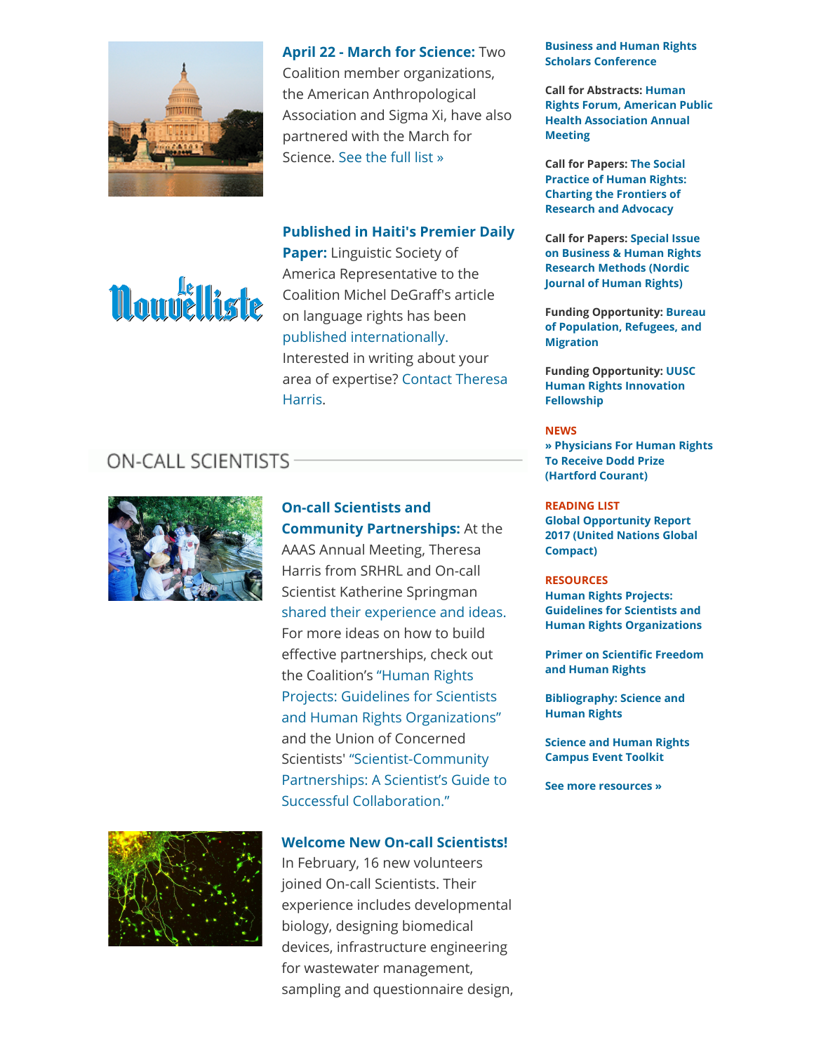**April 22 - March for Science:** Two Coalition member organizations, the American Anthropological Association and Sigma Xi, have also partnered with the March for Science. See the full list »

**Published in Haiti's Premier Daily Paper:** Linguistic Society of America Representative to the Coalition Michel DeGraff's article on language rights has been published internationally. Interested in writing about your area of expertise? Contact Theresa Harris.

## ON-CALL SCIENTISTS

**On-call Scientists and Community Partnerships:** At the AAAS Annual Meeting, Theresa Harris from SRHRL and On-call Scientist Katherine Springman shared their experience and ideas. For more ideas on how to build effective partnerships, check out the Coalition's "Human Rights Projects: Guidelines for Scientists and Human Rights Organizations" and the Union of Concerned Scientists' "Scientist-Community Partnerships: A Scientist's Guide to Successful Collaboration."

**Welcome New On-call Scientists!** In February, 16 new volunteers joined On-call Scientists. Their experience includes developmental biology, designing biomedical devices, infrastructure engineering for wastewater management, sampling and questionnaire design,

**Business and Human Rights Scholars Conference**

**Call for Abstracts: Human Rights Forum, American Public Health Association Annual Meeting**

**Call for Papers: The Social Practice of Human Rights: Charting the Frontiers of Research and Advocacy**

**Call for Papers: Special Issue on Business & Human Rights Research Methods (Nordic Journal of Human Rights)**

**Funding Opportunity: Bureau of Population, Refugees, and Migration**

**Funding Opportunity: UUSC Human Rights Innovation Fellowship**

**NEWS**

**» Physicians For Human Rights To Receive Dodd Prize (Hartford Courant)**

**READING LIST**

**Global Opportunity Report 2017 (United Nations Global Compact)**

**RESOURCES**

**Human Rights Projects: Guidelines for Scientists and Human Rights Organizations**

**Primer on Scientific Freedom and Human Rights**

**Bibliography: Science and Human Rights**

**Science and Human Rights Campus Event Toolkit**

**See more resources »**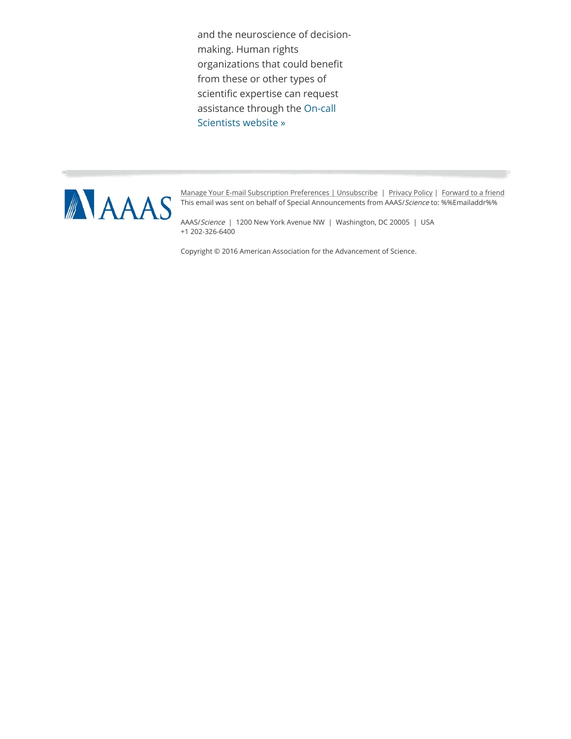and the neuroscience of decision-making. Human rights organizations that could benefit from these or other types of scientific expertise can request assistance through the On-call Scientists website »

---

AAAS

Manage Your E-mail Subscription Preferences | Unsubscribe | Privacy Policy | Forward to a friend

This email was sent on behalf of Special Announcements from AAAS/*Science* to: %%Emailaddr%%

AAAS/*Science* | 1200 New York Avenue NW | Washington, DC 20005 | USA
+1 202-326-6400

Copyright © 2016 American Association for the Advancement of Science.